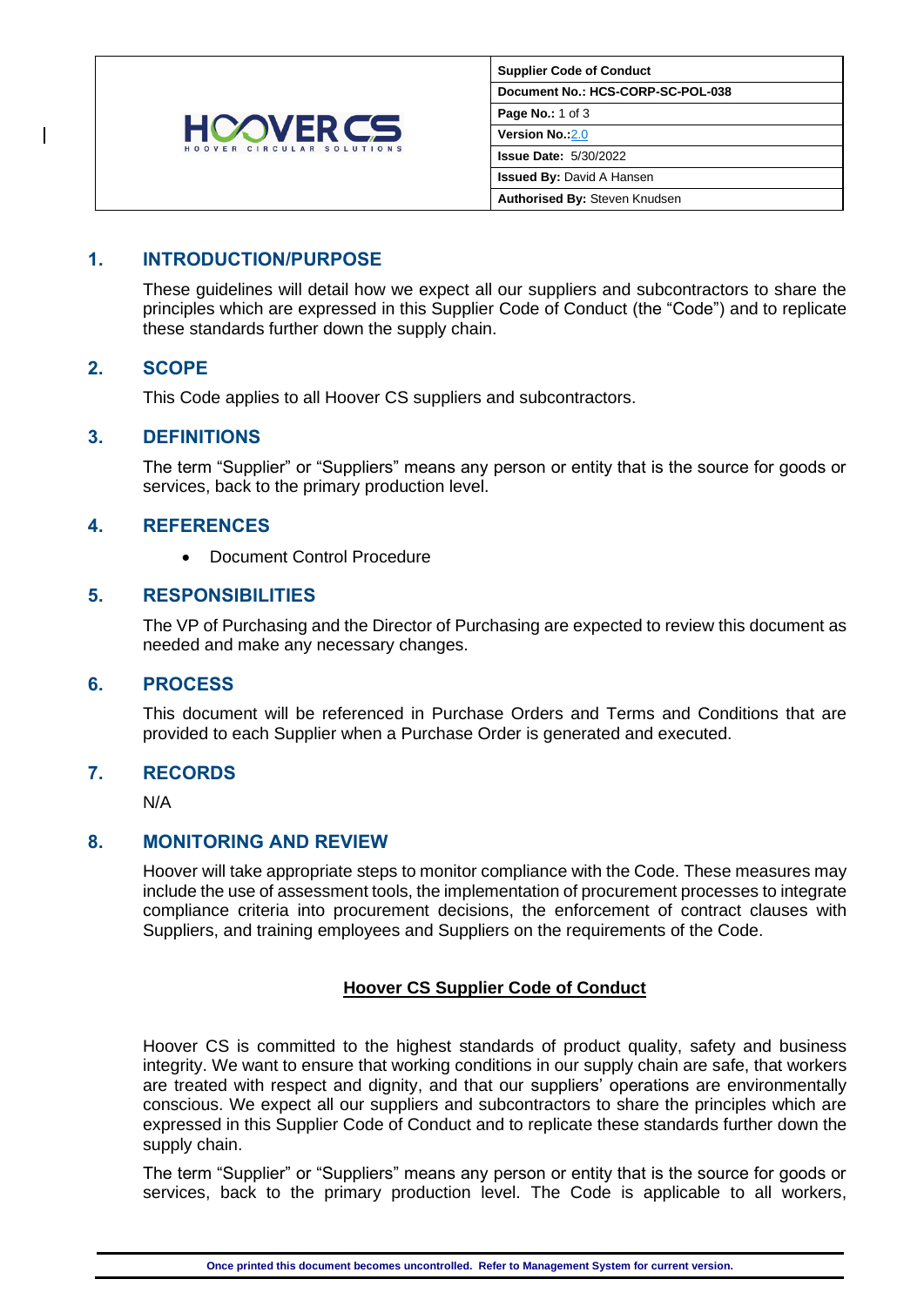| HOOVER CS HOOVER CIRCULAR SOLUTIONS | **Supplier Code of Conduct** |
|---|---|
| | **Document No.: HCS-CORP-SC-POL-038** |
| | **Page No.:** 1 of 3 |
| | **Version No.:** 2.0 |
| | **Issue Date:** 5/30/2022 |
| | **Issued By:** David A Hansen |
| | **Authorised By:** Steven Knudsen |

## 1. INTRODUCTION/PURPOSE

These guidelines will detail how we expect all our suppliers and subcontractors to share the principles which are expressed in this Supplier Code of Conduct (the "Code") and to replicate these standards further down the supply chain.

## 2. SCOPE

This Code applies to all Hoover CS suppliers and subcontractors.

## 3. DEFINITIONS

The term "Supplier" or "Suppliers" means any person or entity that is the source for goods or services, back to the primary production level.

## 4. REFERENCES

- Document Control Procedure

## 5. RESPONSIBILITIES

The VP of Purchasing and the Director of Purchasing are expected to review this document as needed and make any necessary changes.

## 6. PROCESS

This document will be referenced in Purchase Orders and Terms and Conditions that are provided to each Supplier when a Purchase Order is generated and executed.

## 7. RECORDS

N/A

## 8. MONITORING AND REVIEW

Hoover will take appropriate steps to monitor compliance with the Code. These measures may include the use of assessment tools, the implementation of procurement processes to integrate compliance criteria into procurement decisions, the enforcement of contract clauses with Suppliers, and training employees and Suppliers on the requirements of the Code.

**Hoover CS Supplier Code of Conduct**

Hoover CS is committed to the highest standards of product quality, safety and business integrity. We want to ensure that working conditions in our supply chain are safe, that workers are treated with respect and dignity, and that our suppliers' operations are environmentally conscious. We expect all our suppliers and subcontractors to share the principles which are expressed in this Supplier Code of Conduct and to replicate these standards further down the supply chain.

The term "Supplier" or "Suppliers" means any person or entity that is the source for goods or services, back to the primary production level. The Code is applicable to all workers,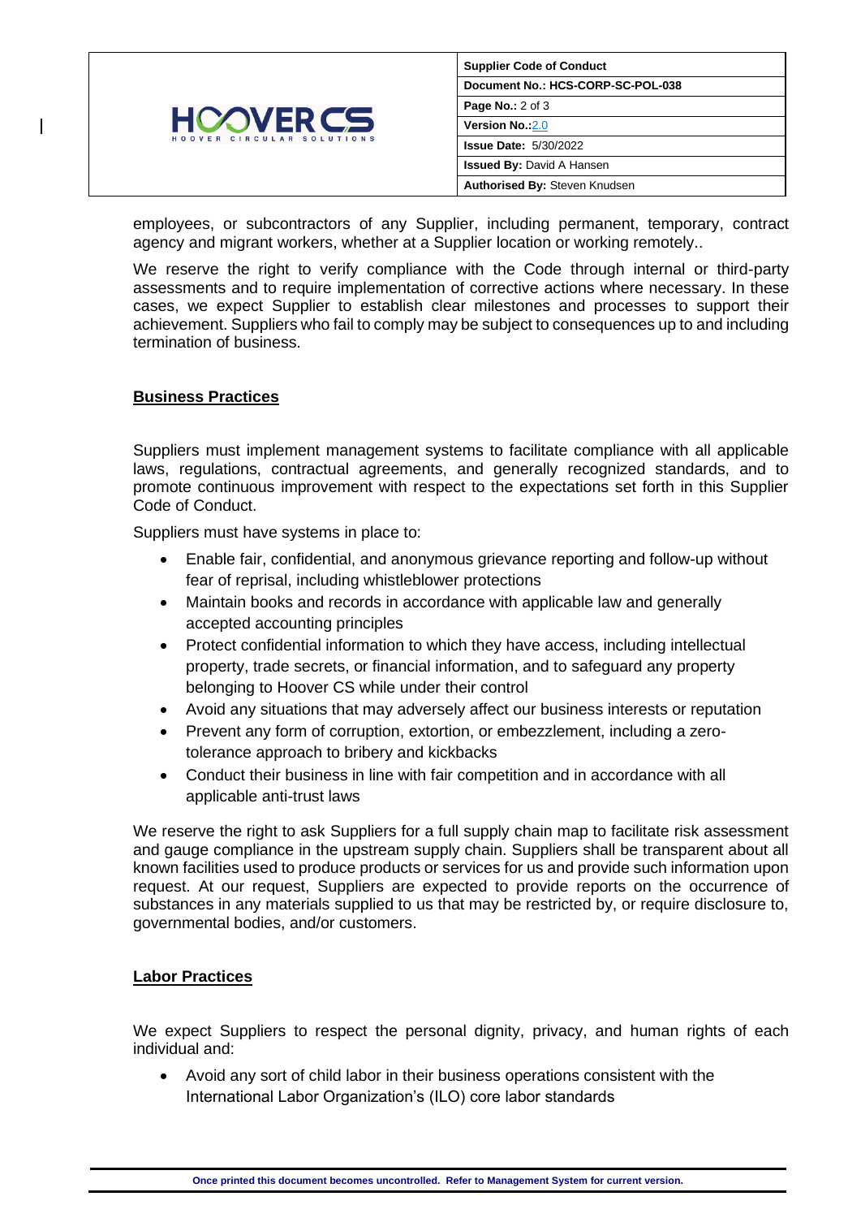employees, or subcontractors of any Supplier, including permanent, temporary, contract agency and migrant workers, whether at a Supplier location or working remotely..

We reserve the right to verify compliance with the Code through internal or third-party assessments and to require implementation of corrective actions where necessary. In these cases, we expect Supplier to establish clear milestones and processes to support their achievement. Suppliers who fail to comply may be subject to consequences up to and including termination of business.

## Business Practices

Suppliers must implement management systems to facilitate compliance with all applicable laws, regulations, contractual agreements, and generally recognized standards, and to promote continuous improvement with respect to the expectations set forth in this Supplier Code of Conduct.

Suppliers must have systems in place to:

- Enable fair, confidential, and anonymous grievance reporting and follow-up without fear of reprisal, including whistleblower protections
- Maintain books and records in accordance with applicable law and generally accepted accounting principles
- Protect confidential information to which they have access, including intellectual property, trade secrets, or financial information, and to safeguard any property belonging to Hoover CS while under their control
- Avoid any situations that may adversely affect our business interests or reputation
- Prevent any form of corruption, extortion, or embezzlement, including a zero-tolerance approach to bribery and kickbacks
- Conduct their business in line with fair competition and in accordance with all applicable anti-trust laws

We reserve the right to ask Suppliers for a full supply chain map to facilitate risk assessment and gauge compliance in the upstream supply chain. Suppliers shall be transparent about all known facilities used to produce products or services for us and provide such information upon request. At our request, Suppliers are expected to provide reports on the occurrence of substances in any materials supplied to us that may be restricted by, or require disclosure to, governmental bodies, and/or customers.

## Labor Practices

We expect Suppliers to respect the personal dignity, privacy, and human rights of each individual and:

- Avoid any sort of child labor in their business operations consistent with the International Labor Organization's (ILO) core labor standards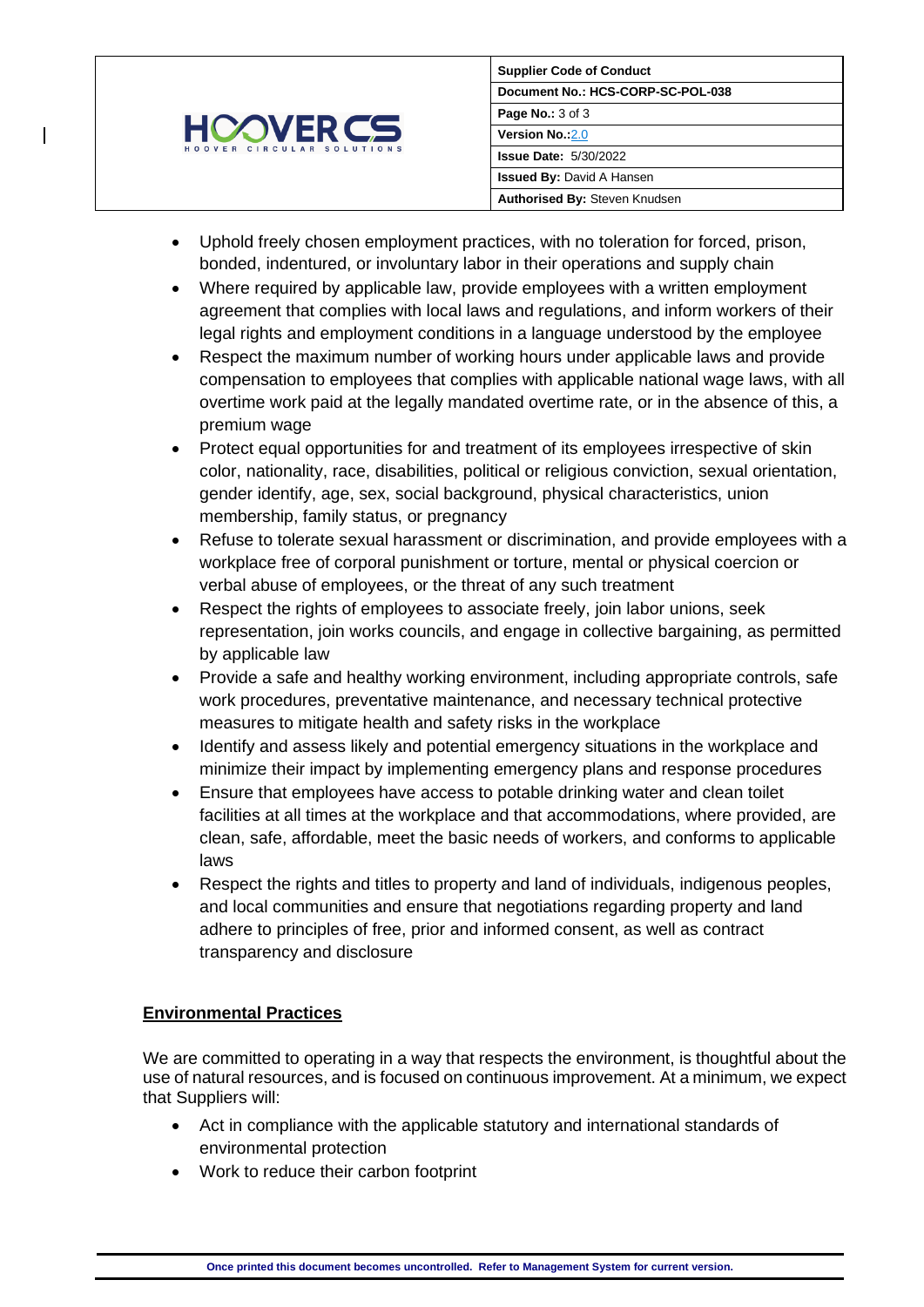- Uphold freely chosen employment practices, with no toleration for forced, prison, bonded, indentured, or involuntary labor in their operations and supply chain
- Where required by applicable law, provide employees with a written employment agreement that complies with local laws and regulations, and inform workers of their legal rights and employment conditions in a language understood by the employee
- Respect the maximum number of working hours under applicable laws and provide compensation to employees that complies with applicable national wage laws, with all overtime work paid at the legally mandated overtime rate, or in the absence of this, a premium wage
- Protect equal opportunities for and treatment of its employees irrespective of skin color, nationality, race, disabilities, political or religious conviction, sexual orientation, gender identify, age, sex, social background, physical characteristics, union membership, family status, or pregnancy
- Refuse to tolerate sexual harassment or discrimination, and provide employees with a workplace free of corporal punishment or torture, mental or physical coercion or verbal abuse of employees, or the threat of any such treatment
- Respect the rights of employees to associate freely, join labor unions, seek representation, join works councils, and engage in collective bargaining, as permitted by applicable law
- Provide a safe and healthy working environment, including appropriate controls, safe work procedures, preventative maintenance, and necessary technical protective measures to mitigate health and safety risks in the workplace
- Identify and assess likely and potential emergency situations in the workplace and minimize their impact by implementing emergency plans and response procedures
- Ensure that employees have access to potable drinking water and clean toilet facilities at all times at the workplace and that accommodations, where provided, are clean, safe, affordable, meet the basic needs of workers, and conforms to applicable laws
- Respect the rights and titles to property and land of individuals, indigenous peoples, and local communities and ensure that negotiations regarding property and land adhere to principles of free, prior and informed consent, as well as contract transparency and disclosure

## Environmental Practices

We are committed to operating in a way that respects the environment, is thoughtful about the use of natural resources, and is focused on continuous improvement. At a minimum, we expect that Suppliers will:

- Act in compliance with the applicable statutory and international standards of environmental protection
- Work to reduce their carbon footprint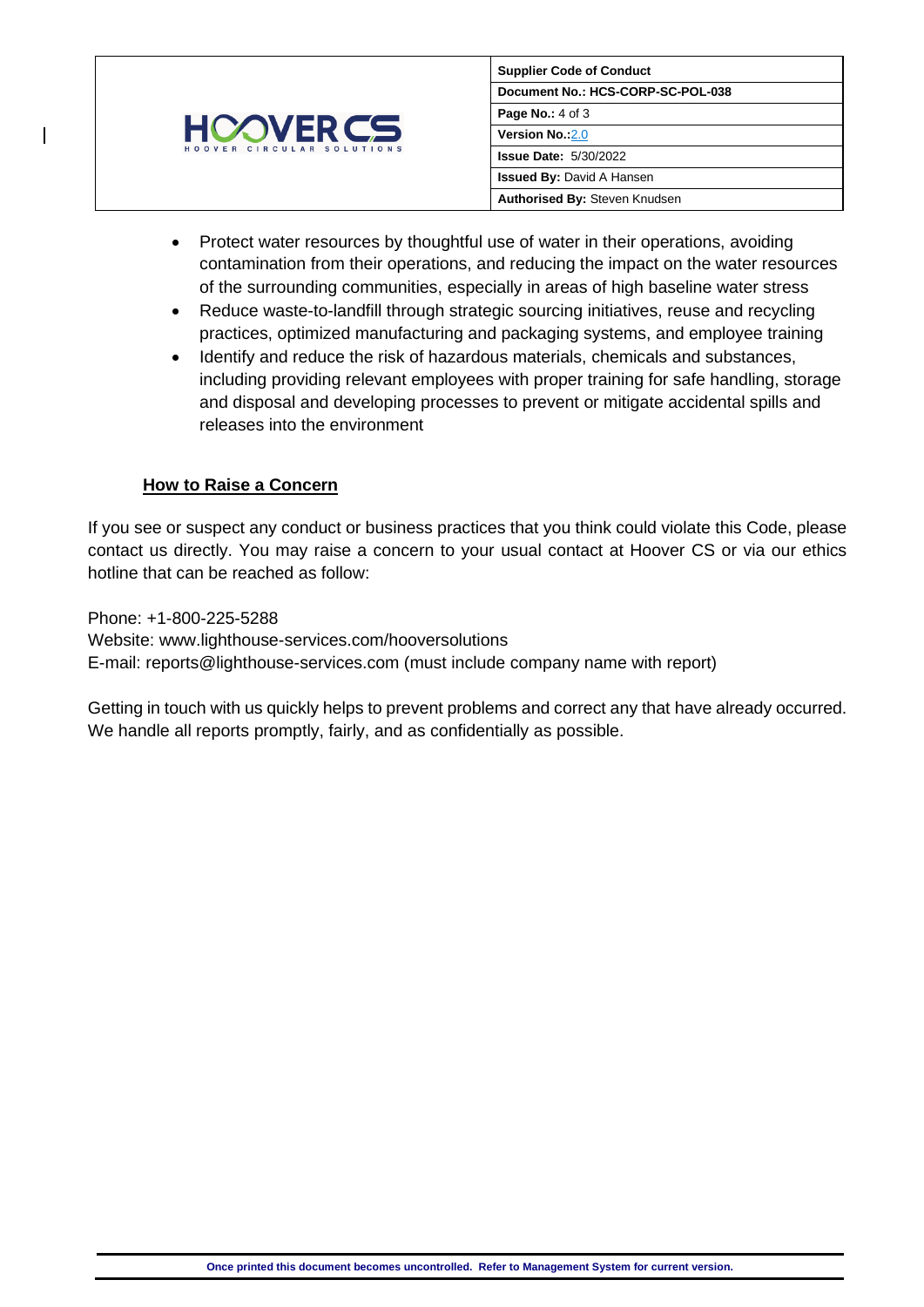- Protect water resources by thoughtful use of water in their operations, avoiding contamination from their operations, and reducing the impact on the water resources of the surrounding communities, especially in areas of high baseline water stress
- Reduce waste-to-landfill through strategic sourcing initiatives, reuse and recycling practices, optimized manufacturing and packaging systems, and employee training
- Identify and reduce the risk of hazardous materials, chemicals and substances, including providing relevant employees with proper training for safe handling, storage and disposal and developing processes to prevent or mitigate accidental spills and releases into the environment

## How to Raise a Concern

If you see or suspect any conduct or business practices that you think could violate this Code, please contact us directly. You may raise a concern to your usual contact at Hoover CS or via our ethics hotline that can be reached as follow:

Phone: +1-800-225-5288
Website: www.lighthouse-services.com/hooversolutions
E-mail: reports@lighthouse-services.com (must include company name with report)

Getting in touch with us quickly helps to prevent problems and correct any that have already occurred. We handle all reports promptly, fairly, and as confidentially as possible.